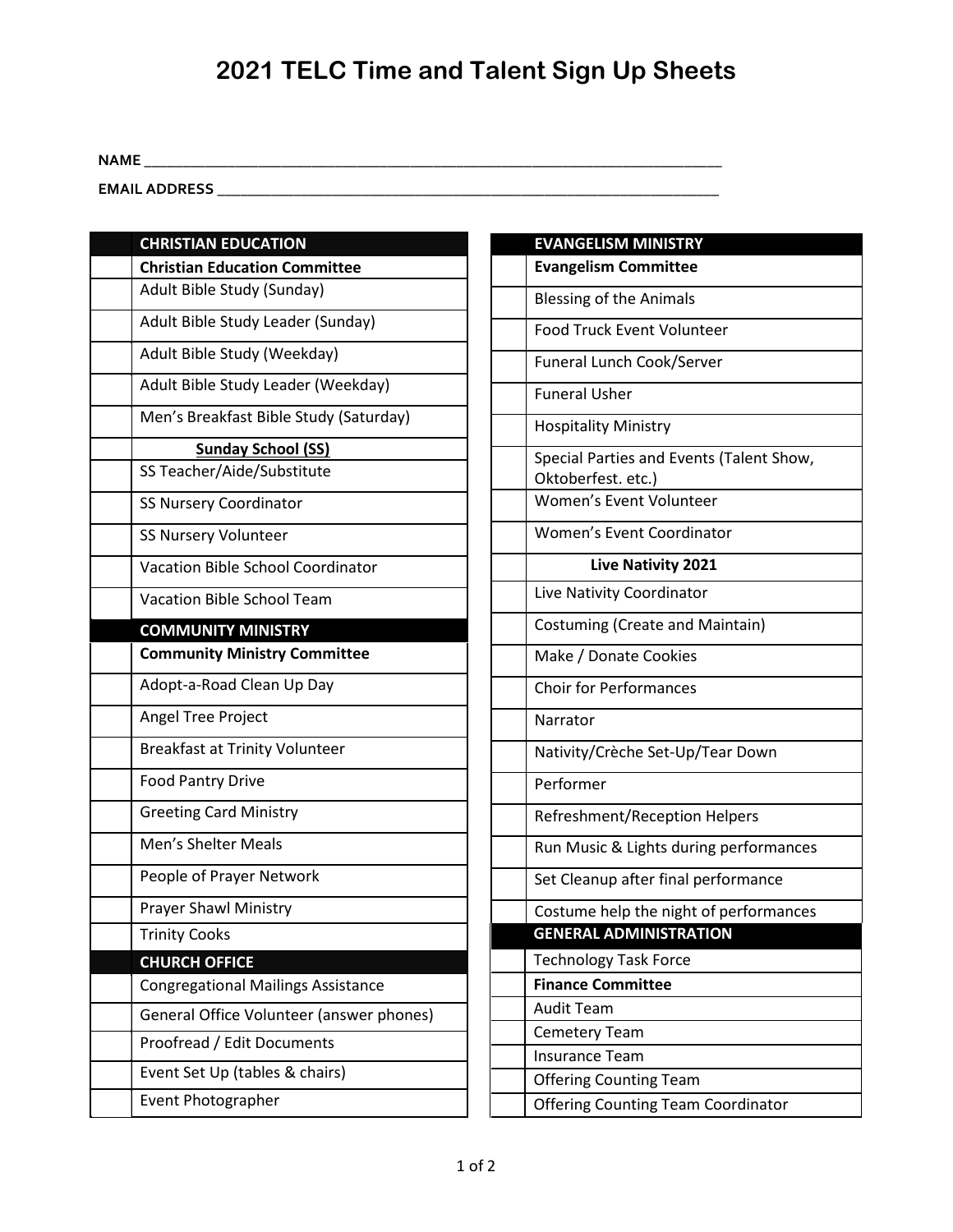# 2021 TELC Time and Talent Sign Up Sheets

**NAME** ______________________________________________

**EMAIL ADDRESS** ______________________________________

| | **CHRISTIAN EDUCATION** |
|---|---|
| | **Christian Education Committee** |
| | Adult Bible Study (Sunday) |
| | Adult Bible Study Leader (Sunday) |
| | Adult Bible Study (Weekday) |
| | Adult Bible Study Leader (Weekday) |
| | Men's Breakfast Bible Study (Saturday) |
| | **Sunday School (SS)** |
| | SS Teacher/Aide/Substitute |
| | SS Nursery Coordinator |
| | SS Nursery Volunteer |
| | Vacation Bible School Coordinator |
| | Vacation Bible School Team |
| | **COMMUNITY MINISTRY** |
| | **Community Ministry Committee** |
| | Adopt-a-Road Clean Up Day |
| | Angel Tree Project |
| | Breakfast at Trinity Volunteer |
| | Food Pantry Drive |
| | Greeting Card Ministry |
| | Men's Shelter Meals |
| | People of Prayer Network |
| | Prayer Shawl Ministry |
| | Trinity Cooks |
| | **CHURCH OFFICE** |
| | Congregational Mailings Assistance |
| | General Office Volunteer (answer phones) |
| | Proofread / Edit Documents |
| | Event Set Up (tables & chairs) |
| | Event Photographer |

| | **EVANGELISM MINISTRY** |
|---|---|
| | **Evangelism Committee** |
| | Blessing of the Animals |
| | Food Truck Event Volunteer |
| | Funeral Lunch Cook/Server |
| | Funeral Usher |
| | Hospitality Ministry |
| | Special Parties and Events (Talent Show, Oktoberfest. etc.) |
| | Women's Event Volunteer |
| | Women's Event Coordinator |
| | **Live Nativity 2021** |
| | Live Nativity Coordinator |
| | Costuming (Create and Maintain) |
| | Make / Donate Cookies |
| | Choir for Performances |
| | Narrator |
| | Nativity/Crèche Set-Up/Tear Down |
| | Performer |
| | Refreshment/Reception Helpers |
| | Run Music & Lights during performances |
| | Set Cleanup after final performance |
| | Costume help the night of performances |
| | **GENERAL ADMINISTRATION** |
| | Technology Task Force |
| | **Finance Committee** |
| | Audit Team |
| | Cemetery Team |
| | Insurance Team |
| | Offering Counting Team |
| | Offering Counting Team Coordinator |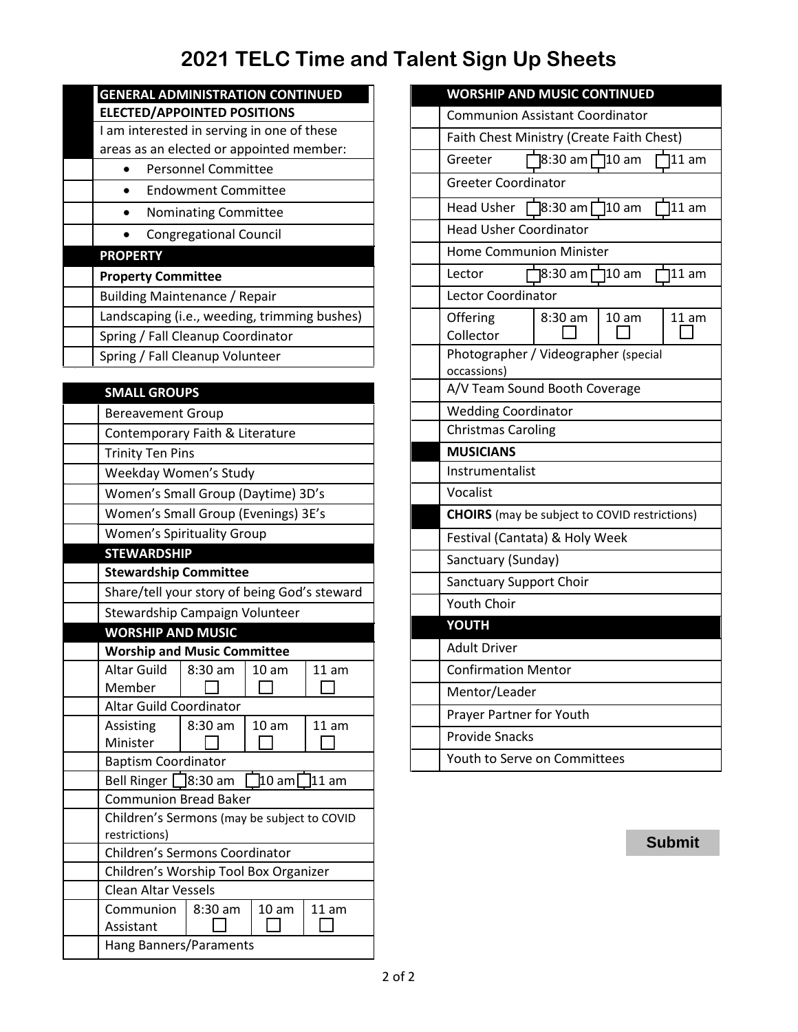# 2021 TELC Time and Talent Sign Up Sheets

| | |
|---|---|
| | **GENERAL ADMINISTRATION CONTINUED** |
| | **ELECTED/APPOINTED POSITIONS** |
| | I am interested in serving in one of these areas as an elected or appointed member: |
| | • Personnel Committee |
| | • Endowment Committee |
| | • Nominating Committee |
| | • Congregational Council |
| | **PROPERTY** |
| | **Property Committee** |
| | Building Maintenance / Repair |
| | Landscaping (i.e., weeding, trimming bushes) |
| | Spring / Fall Cleanup Coordinator |
| | Spring / Fall Cleanup Volunteer |

| | | | | |
|---|---|---|---|---|
| | **SMALL GROUPS** | | | |
| | Bereavement Group | | | |
| | Contemporary Faith & Literature | | | |
| | Trinity Ten Pins | | | |
| | Weekday Women's Study | | | |
| | Women's Small Group (Daytime) 3D's | | | |
| | Women's Small Group (Evenings) 3E's | | | |
| | Women's Spirituality Group | | | |
| | **STEWARDSHIP** | | | |
| | **Stewardship Committee** | | | |
| | Share/tell your story of being God's steward | | | |
| | Stewardship Campaign Volunteer | | | |
| | **WORSHIP AND MUSIC** | | | |
| | **Worship and Music Committee** | | | |
| | Altar Guild Member | 8:30 am ☐ | 10 am ☐ | 11 am ☐ |
| | Altar Guild Coordinator | | | |
| | Assisting Minister | 8:30 am ☐ | 10 am ☐ | 11 am ☐ |
| | Baptism Coordinator | | | |
| | Bell Ringer | ☐ 8:30 am | ☐ 10 am | ☐ 11 am |
| | Communion Bread Baker | | | |
| | Children's Sermons (may be subject to COVID restrictions) | | | |
| | Children's Sermons Coordinator | | | |
| | Children's Worship Tool Box Organizer | | | |
| | Clean Altar Vessels | | | |
| | Communion Assistant | 8:30 am ☐ | 10 am ☐ | 11 am ☐ |
| | Hang Banners/Paraments | | | |

| | | | | |
|---|---|---|---|---|
| | **WORSHIP AND MUSIC CONTINUED** | | | |
| | Communion Assistant Coordinator | | | |
| | Faith Chest Ministry (Create Faith Chest) | | | |
| | Greeter | ☐ 8:30 am | ☐ 10 am | ☐ 11 am |
| | Greeter Coordinator | | | |
| | Head Usher | ☐ 8:30 am | ☐ 10 am | ☐ 11 am |
| | Head Usher Coordinator | | | |
| | Home Communion Minister | | | |
| | Lector | ☐ 8:30 am | ☐ 10 am | ☐ 11 am |
| | Lector Coordinator | | | |
| | Offering Collector | 8:30 am ☐ | 10 am ☐ | 11 am ☐ |
| | Photographer / Videographer (special occassions) | | | |
| | A/V Team Sound Booth Coverage | | | |
| | Wedding Coordinator | | | |
| | Christmas Caroling | | | |
| | **MUSICIANS** | | | |
| | Instrumentalist | | | |
| | Vocalist | | | |
| | **CHOIRS** (may be subject to COVID restrictions) | | | |
| | Festival (Cantata) & Holy Week | | | |
| | Sanctuary (Sunday) | | | |
| | Sanctuary Support Choir | | | |
| | Youth Choir | | | |
| | **YOUTH** | | | |
| | Adult Driver | | | |
| | Confirmation Mentor | | | |
| | Mentor/Leader | | | |
| | Prayer Partner for Youth | | | |
| | Provide Snacks | | | |
| | Youth to Serve on Committees | | | |

Submit